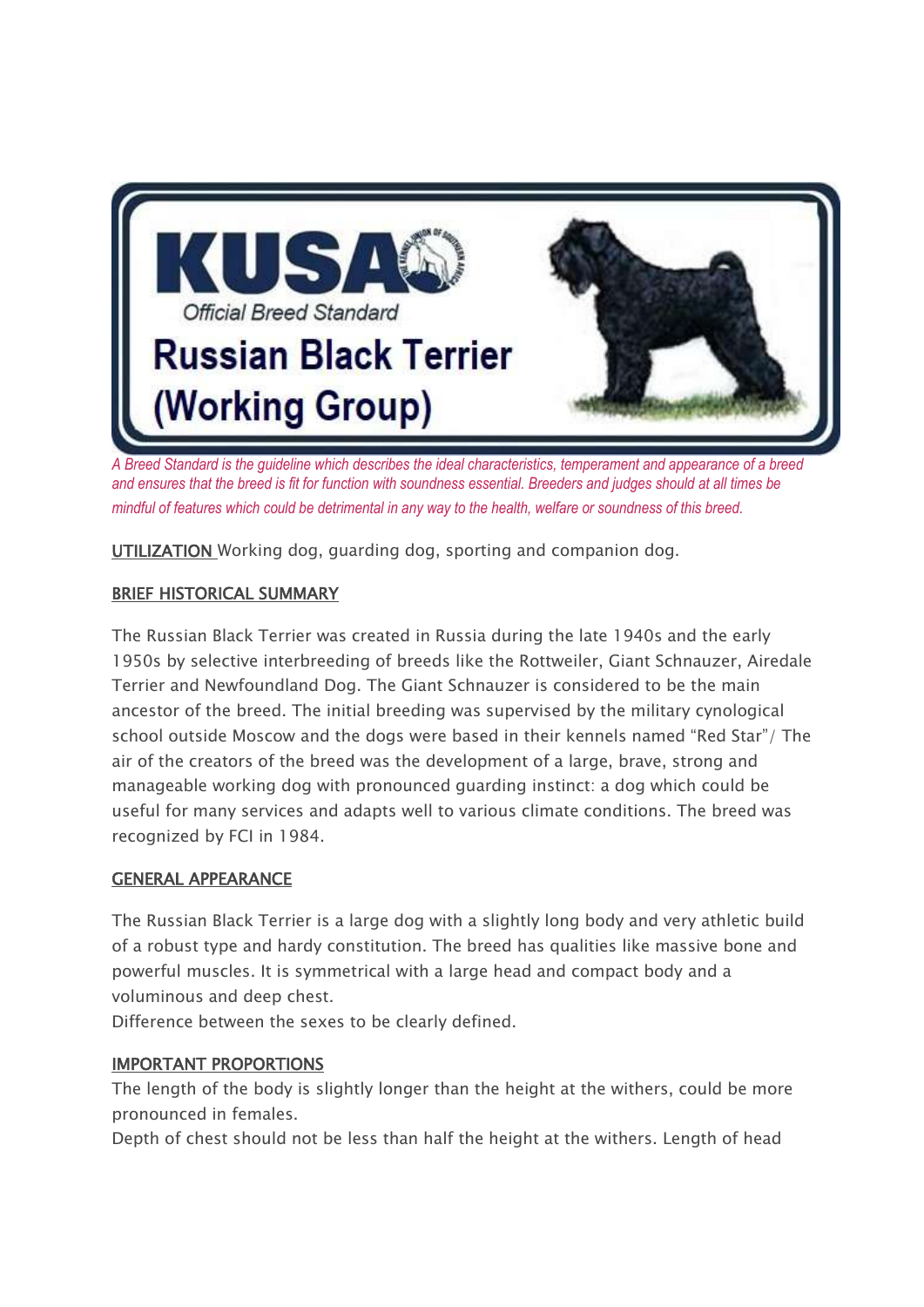# KUSA Official Breed Standard

# Russian Black Terrier (Working Group)

*A Breed Standard is the guideline which describes the ideal characteristics, temperament and appearance of a breed and ensures that the breed is fit for function with soundness essential. Breeders and judges should at all times be mindful of features which could be detrimental in any way to the health, welfare or soundness of this breed.*

UTILIZATION Working dog, guarding dog, sporting and companion dog.

## BRIEF HISTORICAL SUMMARY

The Russian Black Terrier was created in Russia during the late 1940s and the early 1950s by selective interbreeding of breeds like the Rottweiler, Giant Schnauzer, Airedale Terrier and Newfoundland Dog. The Giant Schnauzer is considered to be the main ancestor of the breed. The initial breeding was supervised by the military cynological school outside Moscow and the dogs were based in their kennels named "Red Star"/ The air of the creators of the breed was the development of a large, brave, strong and manageable working dog with pronounced guarding instinct: a dog which could be useful for many services and adapts well to various climate conditions. The breed was recognized by FCI in 1984.

## GENERAL APPEARANCE

The Russian Black Terrier is a large dog with a slightly long body and very athletic build of a robust type and hardy constitution. The breed has qualities like massive bone and powerful muscles. It is symmetrical with a large head and compact body and a voluminous and deep chest.
Difference between the sexes to be clearly defined.

## IMPORTANT PROPORTIONS

The length of the body is slightly longer than the height at the withers, could be more pronounced in females.
Depth of chest should not be less than half the height at the withers. Length of head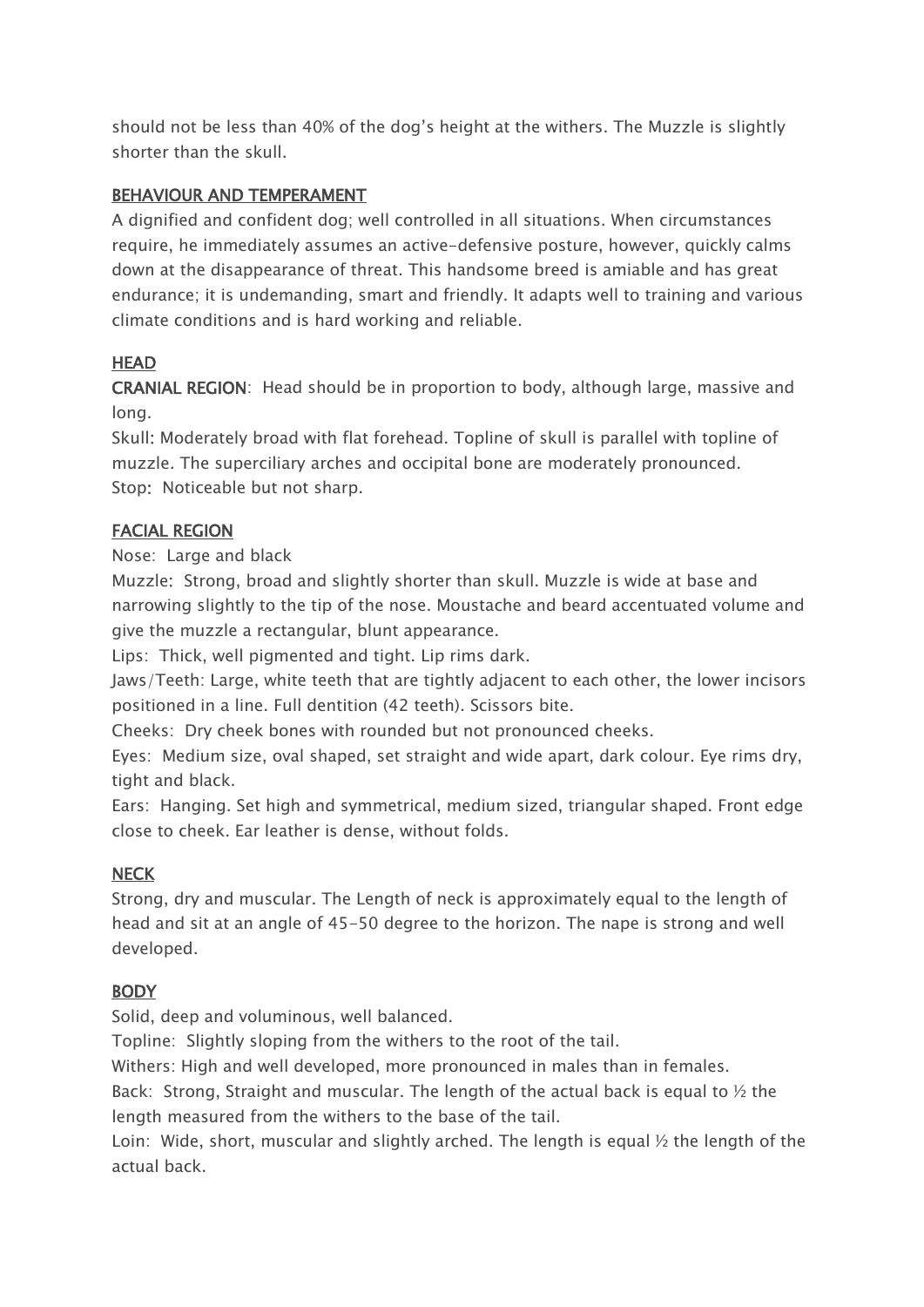should not be less than 40% of the dog's height at the withers. The Muzzle is slightly shorter than the skull.

## BEHAVIOUR AND TEMPERAMENT

A dignified and confident dog; well controlled in all situations. When circumstances require, he immediately assumes an active-defensive posture, however, quickly calms down at the disappearance of threat. This handsome breed is amiable and has great endurance; it is undemanding, smart and friendly. It adapts well to training and various climate conditions and is hard working and reliable.

## HEAD

**CRANIAL REGION**: Head should be in proportion to body, although large, massive and long.

Skull: Moderately broad with flat forehead. Topline of skull is parallel with topline of muzzle. The superciliary arches and occipital bone are moderately pronounced.

Stop: Noticeable but not sharp.

## FACIAL REGION

Nose: Large and black

Muzzle: Strong, broad and slightly shorter than skull. Muzzle is wide at base and narrowing slightly to the tip of the nose. Moustache and beard accentuated volume and give the muzzle a rectangular, blunt appearance.

Lips: Thick, well pigmented and tight. Lip rims dark.

Jaws/Teeth: Large, white teeth that are tightly adjacent to each other, the lower incisors positioned in a line. Full dentition (42 teeth). Scissors bite.

Cheeks: Dry cheek bones with rounded but not pronounced cheeks.

Eyes: Medium size, oval shaped, set straight and wide apart, dark colour. Eye rims dry, tight and black.

Ears: Hanging. Set high and symmetrical, medium sized, triangular shaped. Front edge close to cheek. Ear leather is dense, without folds.

## NECK

Strong, dry and muscular. The Length of neck is approximately equal to the length of head and sit at an angle of 45-50 degree to the horizon. The nape is strong and well developed.

## BODY

Solid, deep and voluminous, well balanced.

Topline: Slightly sloping from the withers to the root of the tail.

Withers: High and well developed, more pronounced in males than in females.

Back: Strong, Straight and muscular. The length of the actual back is equal to ½ the length measured from the withers to the base of the tail.

Loin: Wide, short, muscular and slightly arched. The length is equal ½ the length of the actual back.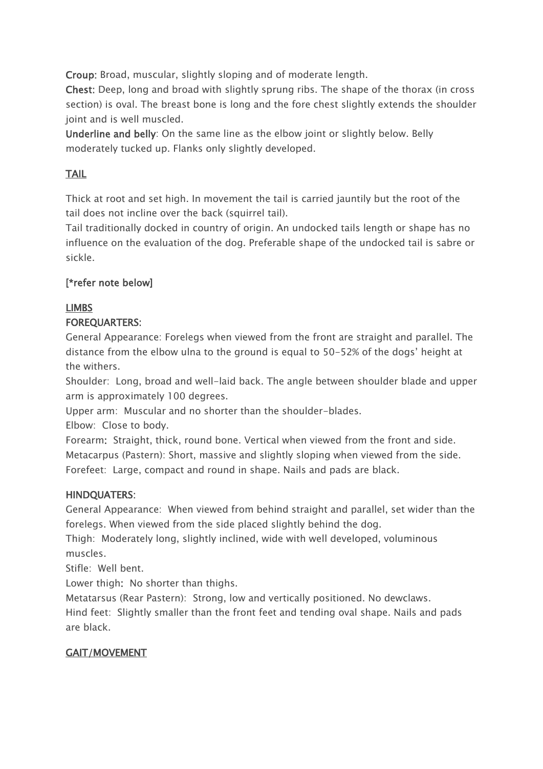**Croup:** Broad, muscular, slightly sloping and of moderate length.
**Chest:** Deep, long and broad with slightly sprung ribs. The shape of the thorax (in cross section) is oval. The breast bone is long and the fore chest slightly extends the shoulder joint and is well muscled.
**Underline and belly**: On the same line as the elbow joint or slightly below. Belly moderately tucked up. Flanks only slightly developed.

## TAIL

Thick at root and set high. In movement the tail is carried jauntily but the root of the tail does not incline over the back (squirrel tail).
Tail traditionally docked in country of origin. An undocked tails length or shape has no influence on the evaluation of the dog. Preferable shape of the undocked tail is sabre or sickle.

[*refer note below]

## LIMBS

### FOREQUARTERS:

General Appearance: Forelegs when viewed from the front are straight and parallel. The distance from the elbow ulna to the ground is equal to 50-52% of the dogs' height at the withers.
Shoulder: Long, broad and well-laid back. The angle between shoulder blade and upper arm is approximately 100 degrees.
Upper arm: Muscular and no shorter than the shoulder-blades.
Elbow: Close to body.
Forearm: Straight, thick, round bone. Vertical when viewed from the front and side.
Metacarpus (Pastern): Short, massive and slightly sloping when viewed from the side.
Forefeet: Large, compact and round in shape. Nails and pads are black.

### HINDQUATERS:

General Appearance: When viewed from behind straight and parallel, set wider than the forelegs. When viewed from the side placed slightly behind the dog.
Thigh: Moderately long, slightly inclined, wide with well developed, voluminous muscles.
Stifle: Well bent.
Lower thigh: No shorter than thighs.
Metatarsus (Rear Pastern): Strong, low and vertically positioned. No dewclaws.
Hind feet: Slightly smaller than the front feet and tending oval shape. Nails and pads are black.

## GAIT/MOVEMENT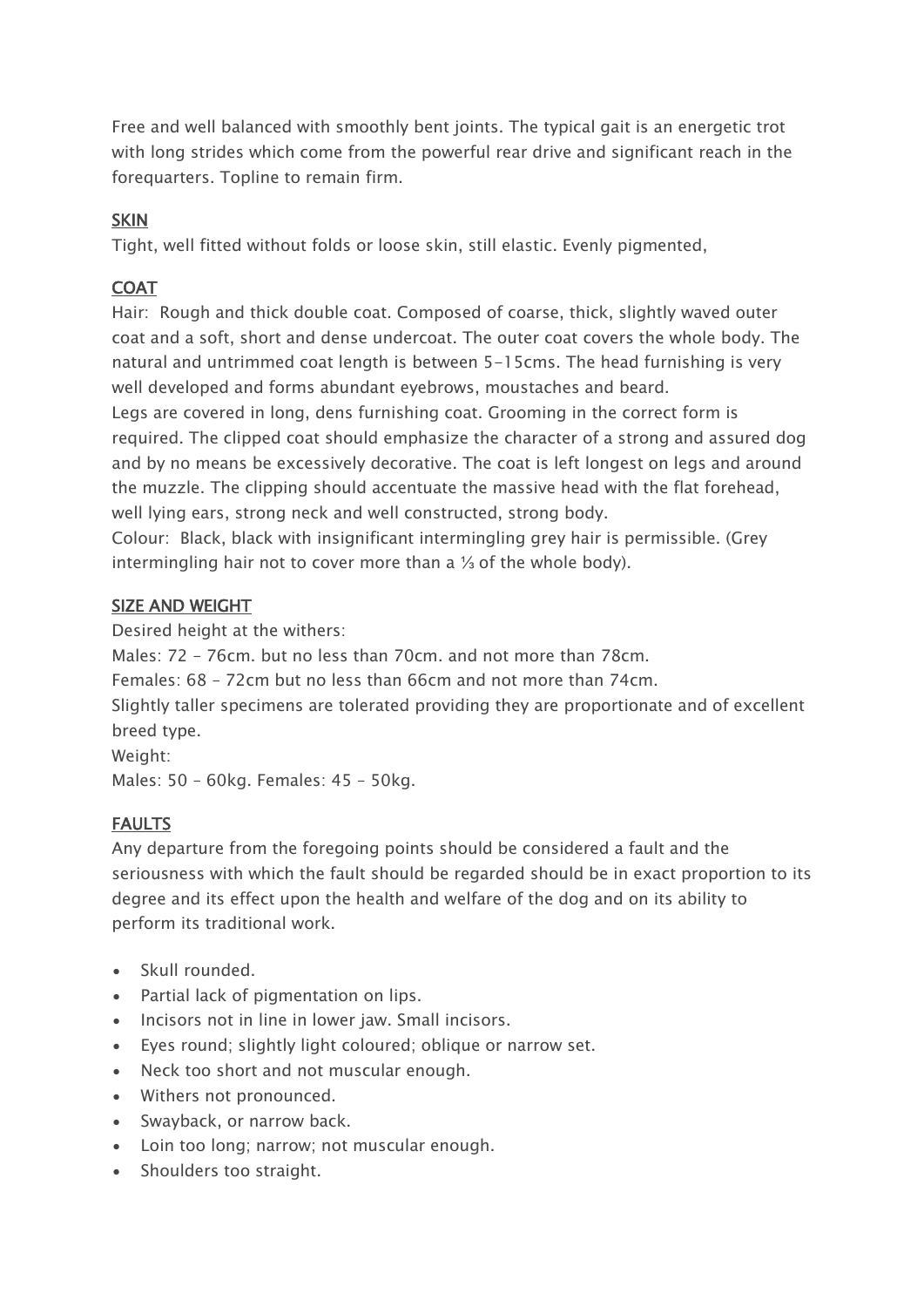Free and well balanced with smoothly bent joints. The typical gait is an energetic trot with long strides which come from the powerful rear drive and significant reach in the forequarters. Topline to remain firm.

## SKIN

Tight, well fitted without folds or loose skin, still elastic. Evenly pigmented,

## COAT

Hair: Rough and thick double coat. Composed of coarse, thick, slightly waved outer coat and a soft, short and dense undercoat. The outer coat covers the whole body. The natural and untrimmed coat length is between 5-15cms. The head furnishing is very well developed and forms abundant eyebrows, moustaches and beard.
Legs are covered in long, dens furnishing coat. Grooming in the correct form is required. The clipped coat should emphasize the character of a strong and assured dog and by no means be excessively decorative. The coat is left longest on legs and around the muzzle. The clipping should accentuate the massive head with the flat forehead, well lying ears, strong neck and well constructed, strong body.
Colour: Black, black with insignificant intermingling grey hair is permissible. (Grey intermingling hair not to cover more than a ⅓ of the whole body).

## SIZE AND WEIGHT

Desired height at the withers:
Males: 72 – 76cm. but no less than 70cm. and not more than 78cm.
Females: 68 – 72cm but no less than 66cm and not more than 74cm.
Slightly taller specimens are tolerated providing they are proportionate and of excellent breed type.
Weight:
Males: 50 – 60kg. Females: 45 – 50kg.

## FAULTS

Any departure from the foregoing points should be considered a fault and the seriousness with which the fault should be regarded should be in exact proportion to its degree and its effect upon the health and welfare of the dog and on its ability to perform its traditional work.

- Skull rounded.
- Partial lack of pigmentation on lips.
- Incisors not in line in lower jaw. Small incisors.
- Eyes round; slightly light coloured; oblique or narrow set.
- Neck too short and not muscular enough.
- Withers not pronounced.
- Swayback, or narrow back.
- Loin too long; narrow; not muscular enough.
- Shoulders too straight.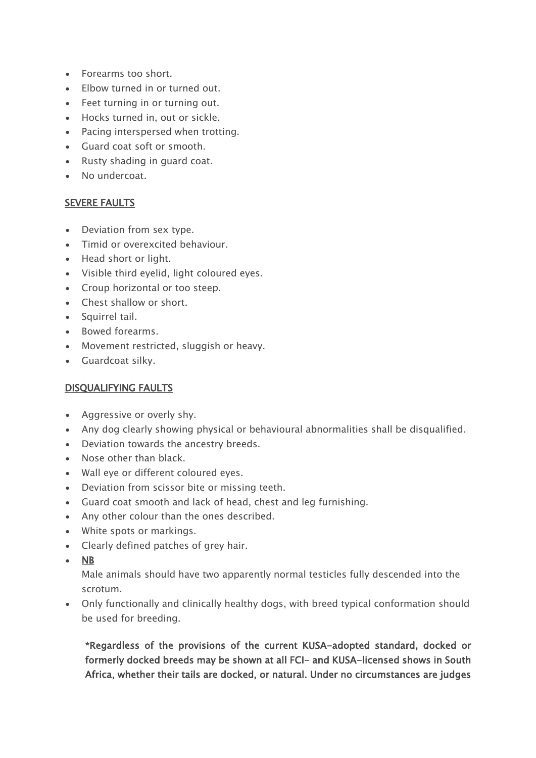- Forearms too short.
- Elbow turned in or turned out.
- Feet turning in or turning out.
- Hocks turned in, out or sickle.
- Pacing interspersed when trotting.
- Guard coat soft or smooth.
- Rusty shading in guard coat.
- No undercoat.

<u>SEVERE FAULTS</u>

- Deviation from sex type.
- Timid or overexcited behaviour.
- Head short or light.
- Visible third eyelid, light coloured eyes.
- Croup horizontal or too steep.
- Chest shallow or short.
- Squirrel tail.
- Bowed forearms.
- Movement restricted, sluggish or heavy.
- Guardcoat silky.

<u>DISQUALIFYING FAULTS</u>

- Aggressive or overly shy.
- Any dog clearly showing physical or behavioural abnormalities shall be disqualified.
- Deviation towards the ancestry breeds.
- Nose other than black.
- Wall eye or different coloured eyes.
- Deviation from scissor bite or missing teeth.
- Guard coat smooth and lack of head, chest and leg furnishing.
- Any other colour than the ones described.
- White spots or markings.
- Clearly defined patches of grey hair.
- <u>NB</u>
  Male animals should have two apparently normal testicles fully descended into the scrotum.
- Only functionally and clinically healthy dogs, with breed typical conformation should be used for breeding.

**\*Regardless of the provisions of the current KUSA-adopted standard, docked or formerly docked breeds may be shown at all FCI- and KUSA-licensed shows in South Africa, whether their tails are docked, or natural. Under no circumstances are judges**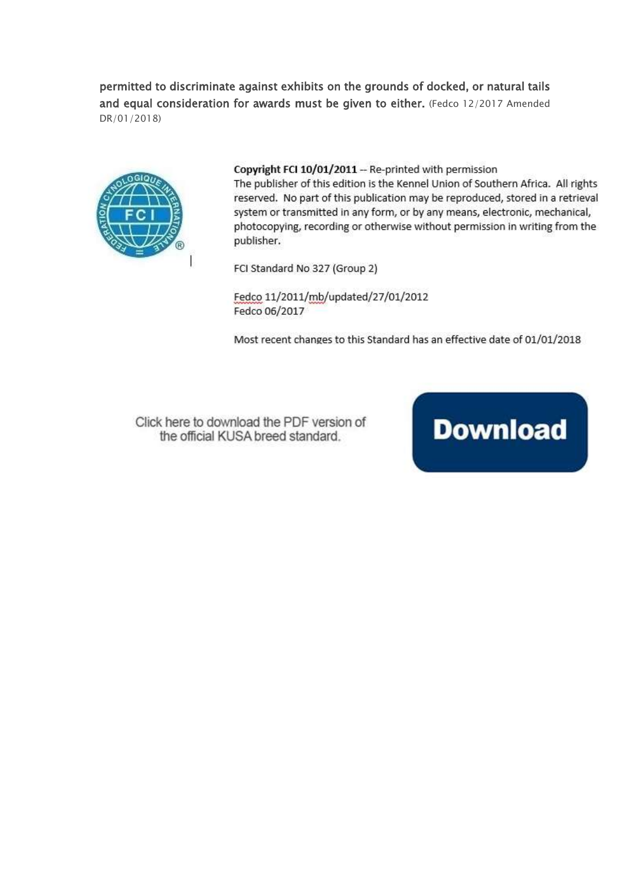**permitted to discriminate against exhibits on the grounds of docked, or natural tails and equal consideration for awards must be given to either.** (Fedco 12/2017 Amended DR/01/2018)

**Copyright FCI 10/01/2011** -- Re-printed with permission
The publisher of this edition is the Kennel Union of Southern Africa. All rights reserved. No part of this publication may be reproduced, stored in a retrieval system or transmitted in any form, or by any means, electronic, mechanical, photocopying, recording or otherwise without permission in writing from the publisher.

FCI Standard No 327 (Group 2)

Fedco 11/2011/mb/updated/27/01/2012
Fedco 06/2017

Most recent changes to this Standard has an effective date of 01/01/2018

Click here to download the PDF version of the official KUSA breed standard.

Download